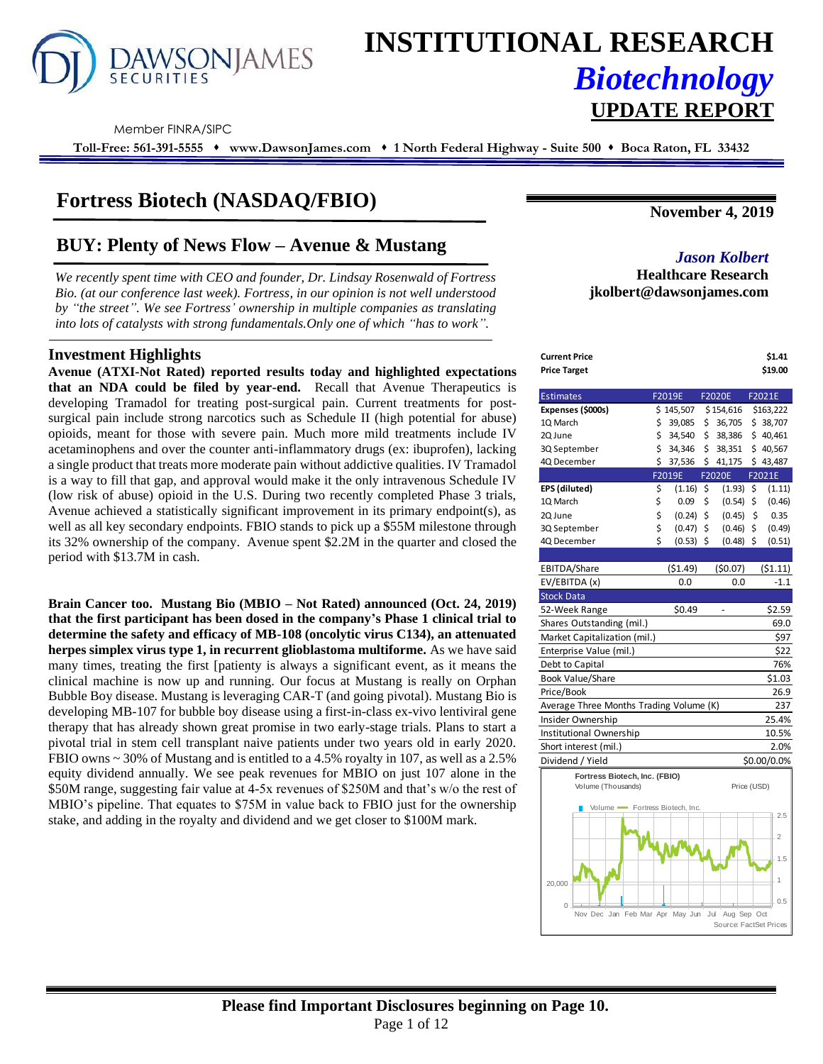# INSTITUTIONAL RESEARCH

## *Biotechnology*

## UPDATE REPORT

DAWSON JAMES SECURITIES

Member FINRA/SIPC

**Toll-Free: 561-391-5555 ♦ www.DawsonJames.com ♦ 1 North Federal Highway - Suite 500 ♦ Boca Raton, FL 33432**

# Fortress Biotech (NASDAQ/FBIO)

**November 4, 2019**

## BUY: Plenty of News Flow – Avenue & Mustang

*Jason Kolbert*
**Healthcare Research**
**jkolbert@dawsonjames.com**

*We recently spent time with CEO and founder, Dr. Lindsay Rosenwald of Fortress Bio. (at our conference last week). Fortress, in our opinion is not well understood by "the street". We see Fortress' ownership in multiple companies as translating into lots of catalysts with strong fundamentals.Only one of which "has to work".*

### Investment Highlights

**Avenue (ATXI-Not Rated) reported results today and highlighted expectations that an NDA could be filed by year-end.** Recall that Avenue Therapeutics is developing Tramadol for treating post-surgical pain. Current treatments for post-surgical pain include strong narcotics such as Schedule II (high potential for abuse) opioids, meant for those with severe pain. Much more mild treatments include IV acetaminophens and over the counter anti-inflammatory drugs (ex: ibuprofen), lacking a single product that treats more moderate pain without addictive qualities. IV Tramadol is a way to fill that gap, and approval would make it the only intravenous Schedule IV (low risk of abuse) opioid in the U.S. During two recently completed Phase 3 trials, Avenue achieved a statistically significant improvement in its primary endpoint(s), as well as all key secondary endpoints. FBIO stands to pick up a $55M milestone through its 32% ownership of the company. Avenue spent $2.2M in the quarter and closed the period with $13.7M in cash.

**Brain Cancer too. Mustang Bio (MBIO – Not Rated) announced (Oct. 24, 2019) that the first participant has been dosed in the company's Phase 1 clinical trial to determine the safety and efficacy of MB-108 (oncolytic virus C134), an attenuated herpes simplex virus type 1, in recurrent glioblastoma multiforme.** As we have said many times, treating the first [patienty is always a significant event, as it means the clinical machine is now up and running. Our focus at Mustang is really on Orphan Bubble Boy disease. Mustang is leveraging CAR-T (and going pivotal). Mustang Bio is developing MB-107 for bubble boy disease using a first-in-class ex-vivo lentiviral gene therapy that has already shown great promise in two early-stage trials. Plans to start a pivotal trial in stem cell transplant naive patients under two years old in early 2020. FBIO owns ~ 30% of Mustang and is entitled to a 4.5% royalty in 107, as well as a 2.5% equity dividend annually. We see peak revenues for MBIO on just 107 alone in the $50M range, suggesting fair value at 4-5x revenues of $250M and that's w/o the rest of MBIO's pipeline. That equates to $75M in value back to FBIO just for the ownership stake, and adding in the royalty and dividend and we get closer to $100M mark.

| | |
|---|---|
| **Current Price** | **$1.41** |
| **Price Target** | **$19.00** |

| Estimates | F2019E | F2020E | F2021E |
|---|---|---|---|
| **Expenses ($000s)** | $ 145,507 | $ 154,616 | $163,222 |
| 1Q March | $ 39,085 | $ 36,705 | $ 38,707 |
| 2Q June | $ 34,540 | $ 38,386 | $ 40,461 |
| 3Q September | $ 34,346 | $ 38,351 | $ 40,567 |
| 4Q December | $ 37,536 | $ 41,175 | $ 43,487 |
| | **F2019E** | **F2020E** | **F2021E** |
| **EPS (diluted)** | $ (1.16) | $ (1.93) | $ (1.11) |
| 1Q March | $ 0.09 | $ (0.54) | $ (0.46) |
| 2Q June | $ (0.24) | $ (0.45) | $ 0.35 |
| 3Q September | $ (0.47) | $ (0.46) | $ (0.49) |
| 4Q December | $ (0.53) | $ (0.48) | $ (0.51) |

| | | | |
|---|---|---|---|
| EBITDA/Share | ($1.49) | ($0.07) | ($1.11) |
| EV/EBITDA (x) | 0.0 | 0.0 | -1.1 |

| Stock Data | | | |
|---|---|---|---|
| 52-Week Range | $0.49 | - | $2.59 |
| Shares Outstanding (mil.) | | | 69.0 |
| Market Capitalization (mil.) | | | $97 |
| Enterprise Value (mil.) | | | $22 |
| Debt to Capital | | | 76% |
| Book Value/Share | | | $1.03 |
| Price/Book | | | 26.9 |
| Average Three Months Trading Volume (K) | | | 237 |
| Insider Ownership | | | 25.4% |
| Institutional Ownership | | | 10.5% |
| Short interest (mil.) | | | 2.0% |
| Dividend / Yield | | | $0.00/0.0% |

Fortress Biotech, Inc. (FBIO)
Volume (Thousands) — Price (USD)
Source: FactSet Prices

**Please find Important Disclosures beginning on Page 10.**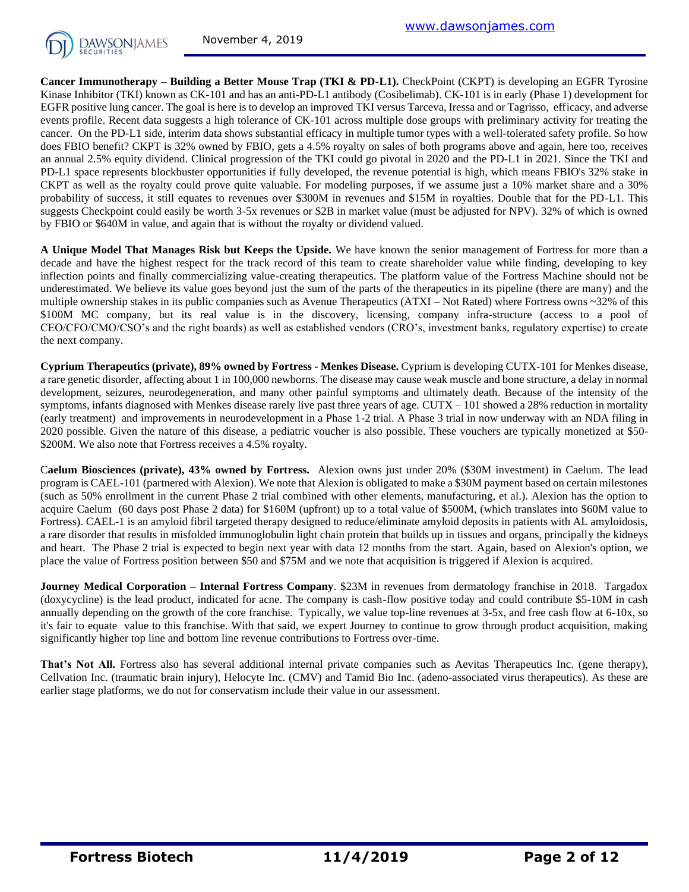**Cancer Immunotherapy – Building a Better Mouse Trap (TKI & PD-L1).** CheckPoint (CKPT) is developing an EGFR Tyrosine Kinase Inhibitor (TKI) known as CK-101 and has an anti-PD-L1 antibody (Cosibelimab). CK-101 is in early (Phase 1) development for EGFR positive lung cancer. The goal is here is to develop an improved TKI versus Tarceva, Iressa and or Tagrisso, efficacy, and adverse events profile. Recent data suggests a high tolerance of CK-101 across multiple dose groups with preliminary activity for treating the cancer. On the PD-L1 side, interim data shows substantial efficacy in multiple tumor types with a well-tolerated safety profile. So how does FBIO benefit? CKPT is 32% owned by FBIO, gets a 4.5% royalty on sales of both programs above and again, here too, receives an annual 2.5% equity dividend. Clinical progression of the TKI could go pivotal in 2020 and the PD-L1 in 2021. Since the TKI and PD-L1 space represents blockbuster opportunities if fully developed, the revenue potential is high, which means FBIO's 32% stake in CKPT as well as the royalty could prove quite valuable. For modeling purposes, if we assume just a 10% market share and a 30% probability of success, it still equates to revenues over $300M in revenues and $15M in royalties. Double that for the PD-L1. This suggests Checkpoint could easily be worth 3-5x revenues or $2B in market value (must be adjusted for NPV). 32% of which is owned by FBIO or $640M in value, and again that is without the royalty or dividend valued.

**A Unique Model That Manages Risk but Keeps the Upside.** We have known the senior management of Fortress for more than a decade and have the highest respect for the track record of this team to create shareholder value while finding, developing to key inflection points and finally commercializing value-creating therapeutics. The platform value of the Fortress Machine should not be underestimated. We believe its value goes beyond just the sum of the parts of the therapeutics in its pipeline (there are many) and the multiple ownership stakes in its public companies such as Avenue Therapeutics (ATXI – Not Rated) where Fortress owns ~32% of this $100M MC company, but its real value is in the discovery, licensing, company infra-structure (access to a pool of CEO/CFO/CMO/CSO's and the right boards) as well as established vendors (CRO's, investment banks, regulatory expertise) to create the next company.

**Cyprium Therapeutics (private), 89% owned by Fortress - Menkes Disease.** Cyprium is developing CUTX-101 for Menkes disease, a rare genetic disorder, affecting about 1 in 100,000 newborns. The disease may cause weak muscle and bone structure, a delay in normal development, seizures, neurodegeneration, and many other painful symptoms and ultimately death. Because of the intensity of the symptoms, infants diagnosed with Menkes disease rarely live past three years of age. CUTX – 101 showed a 28% reduction in mortality (early treatment) and improvements in neurodevelopment in a Phase 1-2 trial. A Phase 3 trial in now underway with an NDA filing in 2020 possible. Given the nature of this disease, a pediatric voucher is also possible. These vouchers are typically monetized at $50-$200M. We also note that Fortress receives a 4.5% royalty.

**Caelum Biosciences (private), 43% owned by Fortress.** Alexion owns just under 20% ($30M investment) in Caelum. The lead program is CAEL-101 (partnered with Alexion). We note that Alexion is obligated to make a $30M payment based on certain milestones (such as 50% enrollment in the current Phase 2 trial combined with other elements, manufacturing, et al.). Alexion has the option to acquire Caelum (60 days post Phase 2 data) for $160M (upfront) up to a total value of $500M, (which translates into $60M value to Fortress). CAEL-1 is an amyloid fibril targeted therapy designed to reduce/eliminate amyloid deposits in patients with AL amyloidosis, a rare disorder that results in misfolded immunoglobulin light chain protein that builds up in tissues and organs, principally the kidneys and heart. The Phase 2 trial is expected to begin next year with data 12 months from the start. Again, based on Alexion's option, we place the value of Fortress position between $50 and $75M and we note that acquisition is triggered if Alexion is acquired.

**Journey Medical Corporation – Internal Fortress Company**. $23M in revenues from dermatology franchise in 2018. Targadox (doxycycline) is the lead product, indicated for acne. The company is cash-flow positive today and could contribute $5-10M in cash annually depending on the growth of the core franchise. Typically, we value top-line revenues at 3-5x, and free cash flow at 6-10x, so it's fair to equate value to this franchise. With that said, we expert Journey to continue to grow through product acquisition, making significantly higher top line and bottom line revenue contributions to Fortress over-time.

**That's Not All.** Fortress also has several additional internal private companies such as Aevitas Therapeutics Inc. (gene therapy), Cellvation Inc. (traumatic brain injury), Helocyte Inc. (CMV) and Tamid Bio Inc. (adeno-associated virus therapeutics). As these are earlier stage platforms, we do not for conservatism include their value in our assessment.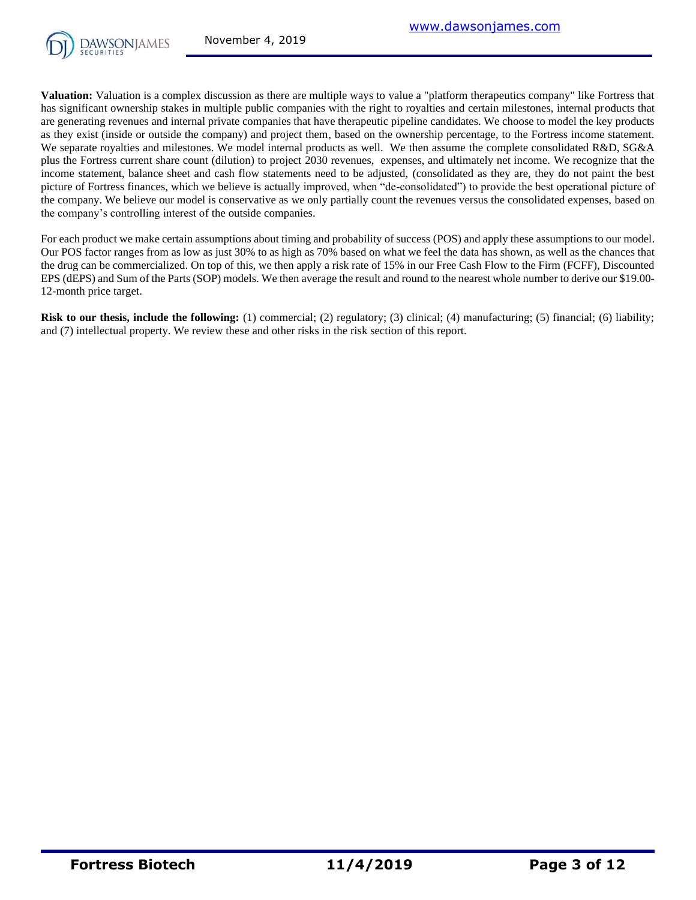**Valuation:** Valuation is a complex discussion as there are multiple ways to value a "platform therapeutics company" like Fortress that has significant ownership stakes in multiple public companies with the right to royalties and certain milestones, internal products that are generating revenues and internal private companies that have therapeutic pipeline candidates. We choose to model the key products as they exist (inside or outside the company) and project them, based on the ownership percentage, to the Fortress income statement. We separate royalties and milestones. We model internal products as well. We then assume the complete consolidated R&D, SG&A plus the Fortress current share count (dilution) to project 2030 revenues, expenses, and ultimately net income. We recognize that the income statement, balance sheet and cash flow statements need to be adjusted, (consolidated as they are, they do not paint the best picture of Fortress finances, which we believe is actually improved, when "de-consolidated") to provide the best operational picture of the company. We believe our model is conservative as we only partially count the revenues versus the consolidated expenses, based on the company's controlling interest of the outside companies.

For each product we make certain assumptions about timing and probability of success (POS) and apply these assumptions to our model. Our POS factor ranges from as low as just 30% to as high as 70% based on what we feel the data has shown, as well as the chances that the drug can be commercialized. On top of this, we then apply a risk rate of 15% in our Free Cash Flow to the Firm (FCFF), Discounted EPS (dEPS) and Sum of the Parts (SOP) models. We then average the result and round to the nearest whole number to derive our $19.00-12-month price target.

**Risk to our thesis, include the following:** (1) commercial; (2) regulatory; (3) clinical; (4) manufacturing; (5) financial; (6) liability; and (7) intellectual property. We review these and other risks in the risk section of this report.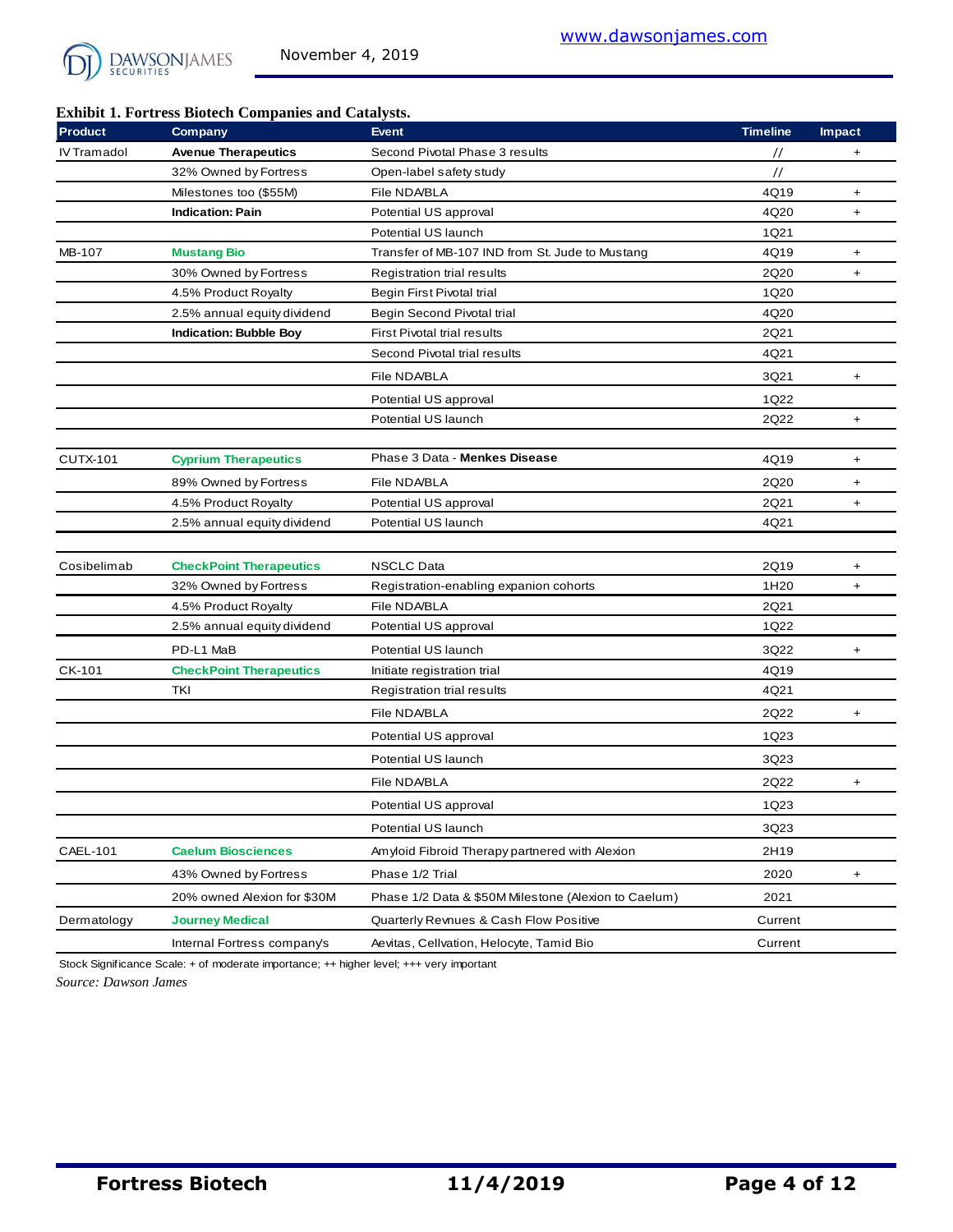**Exhibit 1. Fortress Biotech Companies and Catalysts.**

| Product | Company | Event | Timeline | Impact |
|---|---|---|---|---|
| IV Tramadol | **Avenue Therapeutics** | Second Pivotal Phase 3 results | // | + |
| | 32% Owned by Fortress | Open-label safety study | // | |
| | Milestones too ($55M) | File NDA/BLA | 4Q19 | + |
| | **Indication: Pain** | Potential US approval | 4Q20 | + |
| | | Potential US launch | 1Q21 | |
| MB-107 | **Mustang Bio** | Transfer of MB-107 IND from St. Jude to Mustang | 4Q19 | + |
| | 30% Owned by Fortress | Registration trial results | 2Q20 | + |
| | 4.5% Product Royalty | Begin First Pivotal trial | 1Q20 | |
| | 2.5% annual equity dividend | Begin Second Pivotal trial | 4Q20 | |
| | **Indication: Bubble Boy** | First Pivotal trial results | 2Q21 | |
| | | Second Pivotal trial results | 4Q21 | |
| | | File NDA/BLA | 3Q21 | + |
| | | Potential US approval | 1Q22 | |
| | | Potential US launch | 2Q22 | + |
| | | | | |
| CUTX-101 | **Cyprium Therapeutics** | Phase 3 Data - **Menkes Disease** | 4Q19 | + |
| | 89% Owned by Fortress | File NDA/BLA | 2Q20 | + |
| | 4.5% Product Royalty | Potential US approval | 2Q21 | + |
| | 2.5% annual equity dividend | Potential US launch | 4Q21 | |
| | | | | |
| Cosibelimab | **CheckPoint Therapeutics** | NSCLC Data | 2Q19 | + |
| | 32% Owned by Fortress | Registration-enabling expanion cohorts | 1H20 | + |
| | 4.5% Product Royalty | File NDA/BLA | 2Q21 | |
| | 2.5% annual equity dividend | Potential US approval | 1Q22 | |
| | PD-L1 MaB | Potential US launch | 3Q22 | + |
| CK-101 | **CheckPoint Therapeutics** | Initiate registration trial | 4Q19 | |
| | TKI | Registration trial results | 4Q21 | |
| | | File NDA/BLA | 2Q22 | + |
| | | Potential US approval | 1Q23 | |
| | | Potential US launch | 3Q23 | |
| | | File NDA/BLA | 2Q22 | + |
| | | Potential US approval | 1Q23 | |
| | | Potential US launch | 3Q23 | |
| CAEL-101 | **Caelum Biosciences** | Amyloid Fibroid Therapy partnered with Alexion | 2H19 | |
| | 43% Owned by Fortress | Phase 1/2 Trial | 2020 | + |
| | 20% owned Alexion for $30M | Phase 1/2 Data & $50M Milestone (Alexion to Caelum) | 2021 | |
| Dermatology | **Journey Medical** | Quarterly Revnues & Cash Flow Positive | Current | |
| | Internal Fortress company's | Aevitas, Cellvation, Helocyte, Tamid Bio | Current | |

Stock Significance Scale: + of moderate importance; ++ higher level; +++ very important

*Source: Dawson James*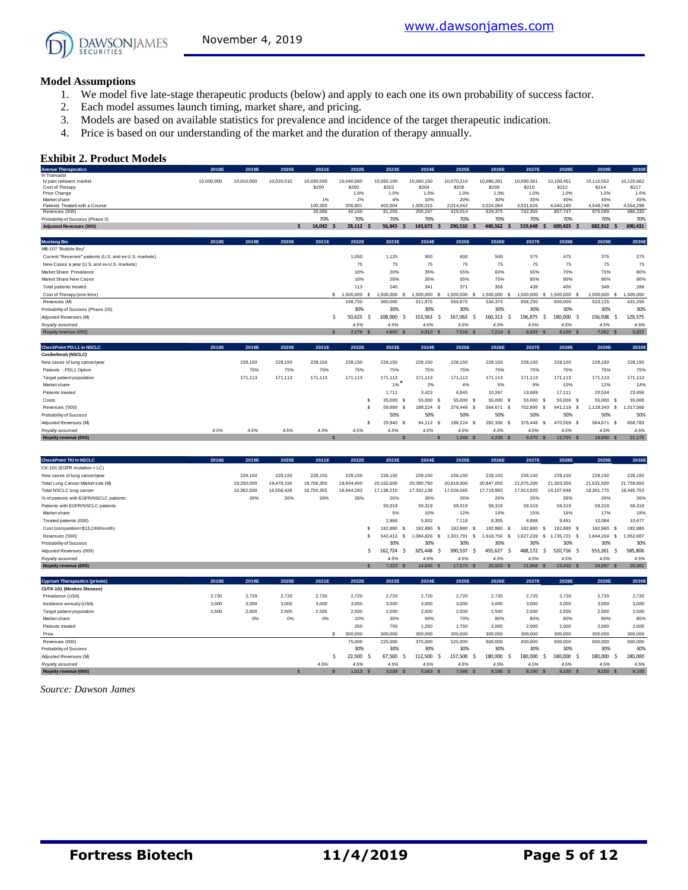## Model Assumptions

1. We model five late-stage therapeutic products (below) and apply to each one its own probability of success factor.
2. Each model assumes launch timing, market share, and pricing.
3. Models are based on available statistics for prevalence and incidence of the target therapeutic indication.
4. Price is based on our understanding of the market and the duration of therapy annually.

## Exhibit 2. Product Models

| Avenue Therapeutics | 2018E | 2019E | 2020E | 2021E | 2022E | 2023E | 2024E | 2025E | 2026E | 2027E | 2028E | 2029E | 2030E |
|---|---|---|---|---|---|---|---|---|---|---|---|---|---|
| IV Tramadol | | | | | | | | | | | | | |
| IV pain relievers market | 10,000,000 | 10,010,000 | 10,020,010 | 10,030,030 | 10,040,060 | 10,050,100 | 10,060,150 | 10,070,210 | 10,080,281 | 10,090,361 | 10,100,451 | 10,110,552 | 10,120,662 |
| Cost of Therapy | | | | $200 | $200 | $202 | $204 | $206 | $208 | $210 | $212 | $214 | $217 |
| Price Change | | | | | 1.0% | 1.0% | 1.0% | 1.0% | 1.0% | 1.0% | 1.0% | 1.0% | 1.0% |
| Market share | | | | 1% | 2% | 4% | 10% | 20% | 30% | 35% | 40% | 45% | 45% |
| Patients Treated with a Course | | | | 100,300 | 200,801 | 402,004 | 1,006,015 | 2,014,042 | 3,024,084 | 3,531,626 | 4,040,180 | 4,549,748 | 4,554,298 |
| Revenues (000) | | | | 20,060 | 40,160 | 81,205 | 205,247 | 415,014 | 629,375 | 742,355 | 857,747 | 975,589 | 986,330 |
| Probability of Success (Phase 3) | | | | 70% | 70% | 70% | 70% | 70% | 70% | 70% | 70% | 70% | 70% |
| Adjusted Revenues (000) | | | | $ 14,042 | $ 28,112 | $ 56,843 | $ 143,673 | $ 290,510 | $ 440,562 | $ 519,648 | $ 600,423 | $ 682,912 | $ 690,431 |

| Mustang Bio | 2018E | 2019E | 2020E | 2021E | 2022E | 2023E | 2024E | 2025E | 2026E | 2027E | 2028E | 2029E | 2030E |
|---|---|---|---|---|---|---|---|---|---|---|---|---|---|
| MB-107 "Bubble Boy" | | | | | | | | | | | | | |
| Current "Reservoir" patients (U.S. and ex-U.S. markets) | | | | | 1,050 | 1,125 | 900 | 600 | 500 | 575 | 475 | 375 | 275 |
| New Cases a year (U.S. and ex-U.S. markets) | | | | | 75 | 75 | 75 | 75 | 75 | 75 | 75 | 75 | 75 |
| Market Share Prevalence | | | | | 10% | 20% | 35% | 55% | 60% | 65% | 70% | 75% | 80% |
| Market Share New Cases | | | | | 10% | 20% | 35% | 55% | 75% | 85% | 90% | 90% | 90% |
| Total patients treated | | | | | 113 | 240 | 341 | 371 | 356 | 438 | 400 | 349 | 288 |
| Cost of Therapy (one-time) | | | | | $ 1,500,000 | $ 1,500,000 | $ 1,500,000 | $ 1,500,000 | $ 1,500,000 | $ 1,500,000 | $ 1,500,000 | $ 1,500,000 | $ 1,500,000 |
| Revenues (M) | | | | | 168,750 | 360,000 | 511,875 | 556,875 | 534,375 | 656,250 | 600,000 | 523,125 | 431,250 |
| Probability of Success (Phase 2/3) | | | | | 30% | 30% | 30% | 30% | 30% | 30% | 30% | 30% | 30% |
| Adjusted Revenues (M) | | | | | $ 50,625 | $ 108,000 | $ 153,563 | $ 167,063 | $ 160,313 | $ 196,875 | $ 180,000 | $ 156,938 | $ 129,375 |
| *Royalty assumed* | | | | | *4.5%* | *4.5%* | *4.5%* | *4.5%* | *4.5%* | *4.5%* | *4.5%* | *4.5%* | *4.5%* |
| Royalty revenue (000) | | | | | $ 2,278 | $ 4,860 | $ 6,910 | $ 7,518 | $ 7,214 | $ 8,859 | $ 8,100 | $ 7,062 | $ 5,822 |

| CheckPoint PD-L1 in NSCLC | 2018E | 2019E | 2020E | 2021E | 2022E | 2023E | 2024E | 2025E | 2026E | 2027E | 2028E | 2029E | 2030E |
|---|---|---|---|---|---|---|---|---|---|---|---|---|---|
| Cosibelimab (NSCLC) | | | | | | | | | | | | | |
| New cases of lung cancer/year | | 228,150 | 228,150 | 228,150 | 228,150 | 228,150 | 228,150 | 228,150 | 228,150 | 228,150 | 228,150 | 228,150 | 228,150 |
| Patients - PDL1 Option | | 75% | 75% | 75% | 75% | 75% | 75% | 75% | 75% | 75% | 75% | 75% | 75% |
| Target patient population | | 171,113 | 171,113 | 171,113 | 171,113 | 171,113 | 171,113 | 171,113 | 171,113 | 171,113 | 171,113 | 171,113 | 171,113 |
| Market share | | | | | | 1% | 2% | 4% | 6% | 8% | 10% | 12% | 14% |
| Patients treated | | | | | | 1,711 | 3,422 | 6,845 | 10,267 | 13,689 | 17,111 | 20,534 | 23,956 |
| Costs | | | | | | $ 35,000 | $ 55,000 | $ 55,000 | $ 55,000 | $ 55,000 | $ 55,000 | $ 55,000 | $ 55,000 |
| Revenues ('000) | | | | | | $ 59,889 | $ 188,224 | $ 376,448 | $ 564,671 | $ 752,895 | $ 941,119 | $ 1,129,343 | $ 1,317,566 |
| Probability of Success | | | | | | 50% | 50% | 50% | 50% | 50% | 50% | 50% | 50% |
| Adjusted Revenues (M) | | | | | | $ 29,945 | $ 94,112 | $ 188,224 | $ 282,336 | $ 376,448 | $ 470,559 | $ 564,671 | $ 658,783 |
| *Royalty assumed* | *4.5%* | *4.5%* | *4.5%* | *4.5%* | *4.5%* | *4.5%* | *4.5%* | *4.5%* | *4.5%* | *4.5%* | *4.5%* | *4.5%* | *4.5%* |
| Royalty revenue (000) | | | | | $ - | | $ - | $ 1,348 | $ 4,235 | $ 8,470 | $ 12,705 | $ 16,940 | $ 21,175 |

| CheckPoint TKI in NSCLC | 2018E | 2019E | 2020E | 2021E | 2022E | 2023E | 2024E | 2025E | 2026E | 2027E | 2028E | 2029E | 2030E |
|---|---|---|---|---|---|---|---|---|---|---|---|---|---|
| CK-101 (EGFR mutation + LC) | | | | | | | | | | | | | |
| New cases of lung cancer/year | | 228,150 | 228,150 | 228,150 | 228,150 | 228,150 | 228,150 | 228,150 | 228,150 | 228,150 | 228,150 | 228,150 | 228,150 |
| Total Lung Cancer Market size (M) | | 19,250,000 | 19,478,150 | 19,706,300 | 19,934,450 | 20,162,600 | 20,390,750 | 20,618,900 | 20,847,050 | 21,075,200 | 21,303,350 | 21,531,500 | 21,759,650 |
| Total NSCLC lung cancer | | 16,362,500 | 16,556,428 | 16,750,355 | 16,944,283 | 17,138,210 | 17,332,138 | 17,526,065 | 17,719,993 | 17,913,920 | 18,107,848 | 18,301,775 | 18,495,703 |
| % of patients with EGFR/NSCLC patients | | 26% | 26% | 26% | 26% | 26% | 26% | 26% | 26% | 26% | 26% | 26% | 26% |
| Patients with EGFR/NSCLC patients | | | | | | 59,319 | 59,319 | 59,319 | 59,319 | 59,319 | 59,319 | 59,319 | 59,319 |
| Market share | | | | | | 5% | 10% | 12% | 14% | 15% | 16% | 17% | 18% |
| Treated patients (000) | | | | | | 2,966 | 5,932 | 7,118 | 8,305 | 8,898 | 9,491 | 10,084 | 10,677 |
| Cost (competition=$15,240/month) | | | | | | $ 182,880 | $ 182,880 | $ 182,880 | $ 182,880 | $ 182,880 | $ 182,880 | $ 182,880 | $ 182,880 |
| Revenues ('000) | | | | | | $ 542,413 | $ 1,084,826 | $ 1,301,791 | $ 1,518,756 | $ 1,627,239 | $ 1,735,721 | $ 1,844,204 | $ 1,952,687 |
| Probability of Success | | | | | | 30% | 30% | 30% | 30% | 30% | 30% | 30% | 30% |
| Adjusted Revenues (000) | | | | | | $ 162,724 | $ 325,448 | $ 390,537 | $ 455,627 | $ 488,172 | $ 520,716 | $ 553,261 | $ 585,806 |
| *Royalty assumed* | | | | | | *4.5%* | *4.5%* | *4.5%* | *4.5%* | *4.5%* | *4.5%* | *4.5%* | *4.5%* |
| Royalty revenue (000) | | | | | | $ 7,323 | $ 14,645 | $ 17,574 | $ 20,503 | $ 21,968 | $ 23,432 | $ 24,897 | $ 26,361 |

| Cyprium Therapeutics (private) | 2018E | 2019E | 2020E | 2021E | 2022E | 2023E | 2024E | 2025E | 2026E | 2027E | 2028E | 2029E | 2030E |
|---|---|---|---|---|---|---|---|---|---|---|---|---|---|
| CUTX-101 (Menkes Disease) | | | | | | | | | | | | | |
| Prevalance (USA) | 2,720 | 2,720 | 2,720 | 2,720 | 2,720 | 2,720 | 2,720 | 2,720 | 2,720 | 2,720 | 2,720 | 2,720 | 2,720 |
| Incidence annualy (USA) | 3,000 | 3,000 | 3,000 | 3,000 | 3,000 | 3,000 | 3,000 | 3,000 | 3,000 | 3,000 | 3,000 | 3,000 | 3,000 |
| Target patient population | 2,500 | 2,500 | 2,500 | 2,500 | 2,500 | 2,500 | 2,500 | 2,500 | 2,500 | 2,500 | 2,500 | 2,500 | 2,500 |
| Market share | | 0% | 0% | 0% | 10% | 30% | 50% | 70% | 80% | 80% | 80% | 80% | 80% |
| Patients treated | | | | | 250 | 750 | 1,250 | 1,750 | 2,000 | 2,000 | 2,000 | 2,000 | 2,000 |
| Price | | | | $ | 300,000 | 300,000 | 300,000 | 300,000 | 300,000 | 300,000 | 300,000 | 300,000 | 300,000 |
| Revenues (000) | | | | | 75,000 | 225,000 | 375,000 | 525,000 | 600,000 | 600,000 | 600,000 | 600,000 | 600,000 |
| Probability of Success | | | | | 30% | 30% | 30% | 30% | 30% | 30% | 30% | 30% | 30% |
| Adjusted Revenues (M) | | | | $ | 22,500 | $ 67,500 | $ 112,500 | $ 157,500 | $ 180,000 | $ 180,000 | $ 180,000 | $ 180,000 | $ 180,000 |
| *Royalty assumed* | | | | *4.5%* | *4.5%* | *4.5%* | *4.5%* | *4.5%* | *4.5%* | *4.5%* | *4.5%* | *4.5%* | *4.5%* |
| Royalty revenue (000) | | | $ - | $ | 1,013 | $ 3,038 | $ 5,063 | $ 7,088 | $ 8,100 | $ 8,100 | $ 8,100 | $ 8,100 | $ 8,100 |

*Source: Dawson James*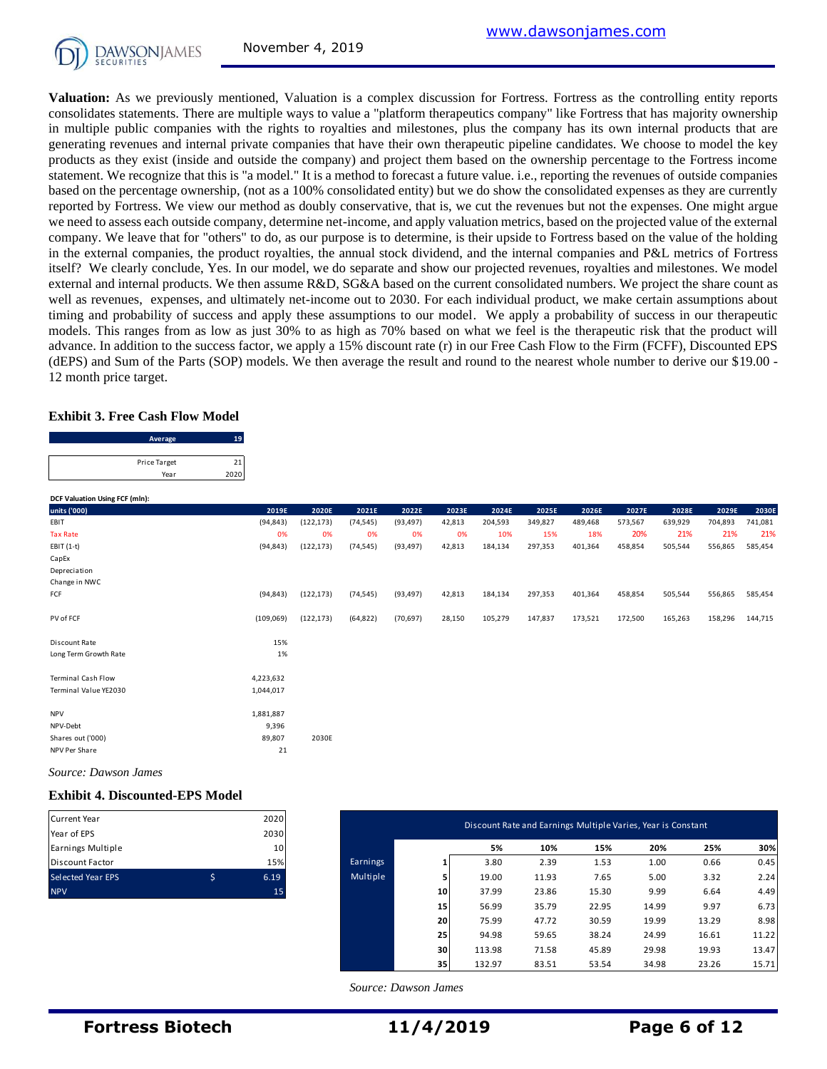**Valuation:** As we previously mentioned, Valuation is a complex discussion for Fortress. Fortress as the controlling entity reports consolidates statements. There are multiple ways to value a "platform therapeutics company" like Fortress that has majority ownership in multiple public companies with the rights to royalties and milestones, plus the company has its own internal products that are generating revenues and internal private companies that have their own therapeutic pipeline candidates. We choose to model the key products as they exist (inside and outside the company) and project them based on the ownership percentage to the Fortress income statement. We recognize that this is "a model." It is a method to forecast a future value. i.e., reporting the revenues of outside companies based on the percentage ownership, (not as a 100% consolidated entity) but we do show the consolidated expenses as they are currently reported by Fortress. We view our method as doubly conservative, that is, we cut the revenues but not the expenses. One might argue we need to assess each outside company, determine net-income, and apply valuation metrics, based on the projected value of the external company. We leave that for "others" to do, as our purpose is to determine, is their upside to Fortress based on the value of the holding in the external companies, the product royalties, the annual stock dividend, and the internal companies and P&L metrics of Fortress itself? We clearly conclude, Yes. In our model, we do separate and show our projected revenues, royalties and milestones. We model external and internal products. We then assume R&D, SG&A based on the current consolidated numbers. We project the share count as well as revenues, expenses, and ultimately net-income out to 2030. For each individual product, we make certain assumptions about timing and probability of success and apply these assumptions to our model. We apply a probability of success in our therapeutic models. This ranges from as low as just 30% to as high as 70% based on what we feel is the therapeutic risk that the product will advance. In addition to the success factor, we apply a 15% discount rate (r) in our Free Cash Flow to the Firm (FCFF), Discounted EPS (dEPS) and Sum of the Parts (SOP) models. We then average the result and round to the nearest whole number to derive our $19.00 - 12 month price target.

### Exhibit 3. Free Cash Flow Model

| Average | 19 |
|---|---|
| Price Target | 21 |
| Year | 2020 |

**DCF Valuation Using FCF (mln):**

| units ('000) | 2019E | 2020E | 2021E | 2022E | 2023E | 2024E | 2025E | 2026E | 2027E | 2028E | 2029E | 2030E |
|---|---|---|---|---|---|---|---|---|---|---|---|---|
| EBIT | (94,843) | (122,173) | (74,545) | (93,497) | 42,813 | 204,593 | 349,827 | 489,468 | 573,567 | 639,929 | 704,893 | 741,081 |
| Tax Rate | 0% | 0% | 0% | 0% | 0% | 10% | 15% | 18% | 20% | 21% | 21% | 21% |
| EBIT (1-t) | (94,843) | (122,173) | (74,545) | (93,497) | 42,813 | 184,134 | 297,353 | 401,364 | 458,854 | 505,544 | 556,865 | 585,454 |
| CapEx | | | | | | | | | | | | |
| Depreciation | | | | | | | | | | | | |
| Change in NWC | | | | | | | | | | | | |
| FCF | (94,843) | (122,173) | (74,545) | (93,497) | 42,813 | 184,134 | 297,353 | 401,364 | 458,854 | 505,544 | 556,865 | 585,454 |
| PV of FCF | (109,069) | (122,173) | (64,822) | (70,697) | 28,150 | 105,279 | 147,837 | 173,521 | 172,500 | 165,263 | 158,296 | 144,715 |
| Discount Rate | 15% | | | | | | | | | | | |
| Long Term Growth Rate | 1% | | | | | | | | | | | |
| Terminal Cash Flow | 4,223,632 | | | | | | | | | | | |
| Terminal Value YE2030 | 1,044,017 | | | | | | | | | | | |
| NPV | 1,881,887 | | | | | | | | | | | |
| NPV-Debt | 9,396 | | | | | | | | | | | |
| Shares out ('000) | 89,807 | 2030E | | | | | | | | | | |
| NPV Per Share | 21 | | | | | | | | | | | |

*Source: Dawson James*

### Exhibit 4. Discounted-EPS Model

| | | |
|---|---|---|
| Current Year | | 2020 |
| Year of EPS | | 2030 |
| Earnings Multiple | | 10 |
| Discount Factor | | 15% |
| Selected Year EPS | $ | 6.19 |
| NPV | | 15 |

**Discount Rate and Earnings Multiple Varies, Year is Constant**

| | | 5% | 10% | 15% | 20% | 25% | 30% |
|---|---|---|---|---|---|---|---|
| Earnings Multiple | 1 | 3.80 | 2.39 | 1.53 | 1.00 | 0.66 | 0.45 |
| | 5 | 19.00 | 11.93 | 7.65 | 5.00 | 3.32 | 2.24 |
| | 10 | 37.99 | 23.86 | 15.30 | 9.99 | 6.64 | 4.49 |
| | 15 | 56.99 | 35.79 | 22.95 | 14.99 | 9.97 | 6.73 |
| | 20 | 75.99 | 47.72 | 30.59 | 19.99 | 13.29 | 8.98 |
| | 25 | 94.98 | 59.65 | 38.24 | 24.99 | 16.61 | 11.22 |
| | 30 | 113.98 | 71.58 | 45.89 | 29.98 | 19.93 | 13.47 |
| | 35 | 132.97 | 83.51 | 53.54 | 34.98 | 23.26 | 15.71 |

*Source: Dawson James*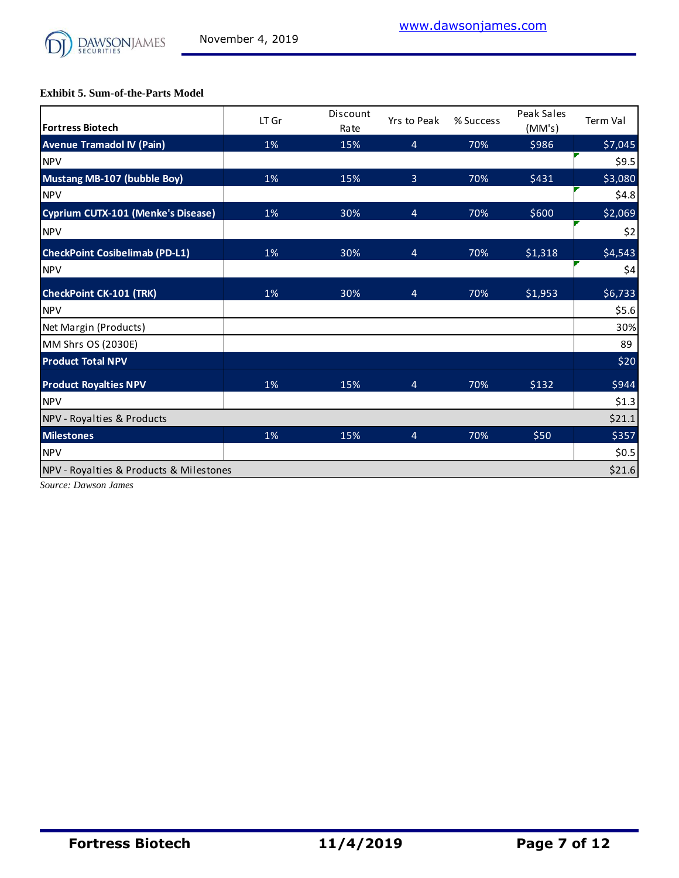**Exhibit 5. Sum-of-the-Parts Model**

| Fortress Biotech | LT Gr | Discount Rate | Yrs to Peak | % Success | Peak Sales (MM's) | Term Val |
|---|---|---|---|---|---|---|
| **Avenue Tramadol IV (Pain)** | 1% | 15% | 4 | 70% | $986 | $7,045 |
| NPV | | | | | | $9.5 |
| **Mustang MB-107 (bubble Boy)** | 1% | 15% | 3 | 70% | $431 | $3,080 |
| NPV | | | | | | $4.8 |
| **Cyprium CUTX-101 (Menke's Disease)** | 1% | 30% | 4 | 70% | $600 | $2,069 |
| NPV | | | | | | $2 |
| **CheckPoint Cosibelimab (PD-L1)** | 1% | 30% | 4 | 70% | $1,318 | $4,543 |
| NPV | | | | | | $4 |
| **CheckPoint CK-101 (TRK)** | 1% | 30% | 4 | 70% | $1,953 | $6,733 |
| NPV | | | | | | $5.6 |
| Net Margin (Products) | | | | | | 30% |
| MM Shrs OS (2030E) | | | | | | 89 |
| **Product Total NPV** | | | | | | $20 |
| **Product Royalties NPV** | 1% | 15% | 4 | 70% | $132 | $944 |
| NPV | | | | | | $1.3 |
| NPV - Royalties & Products | | | | | | $21.1 |
| **Milestones** | 1% | 15% | 4 | 70% | $50 | $357 |
| NPV | | | | | | $0.5 |
| NPV - Royalties & Products & Milestones | | | | | | $21.6 |

*Source: Dawson James*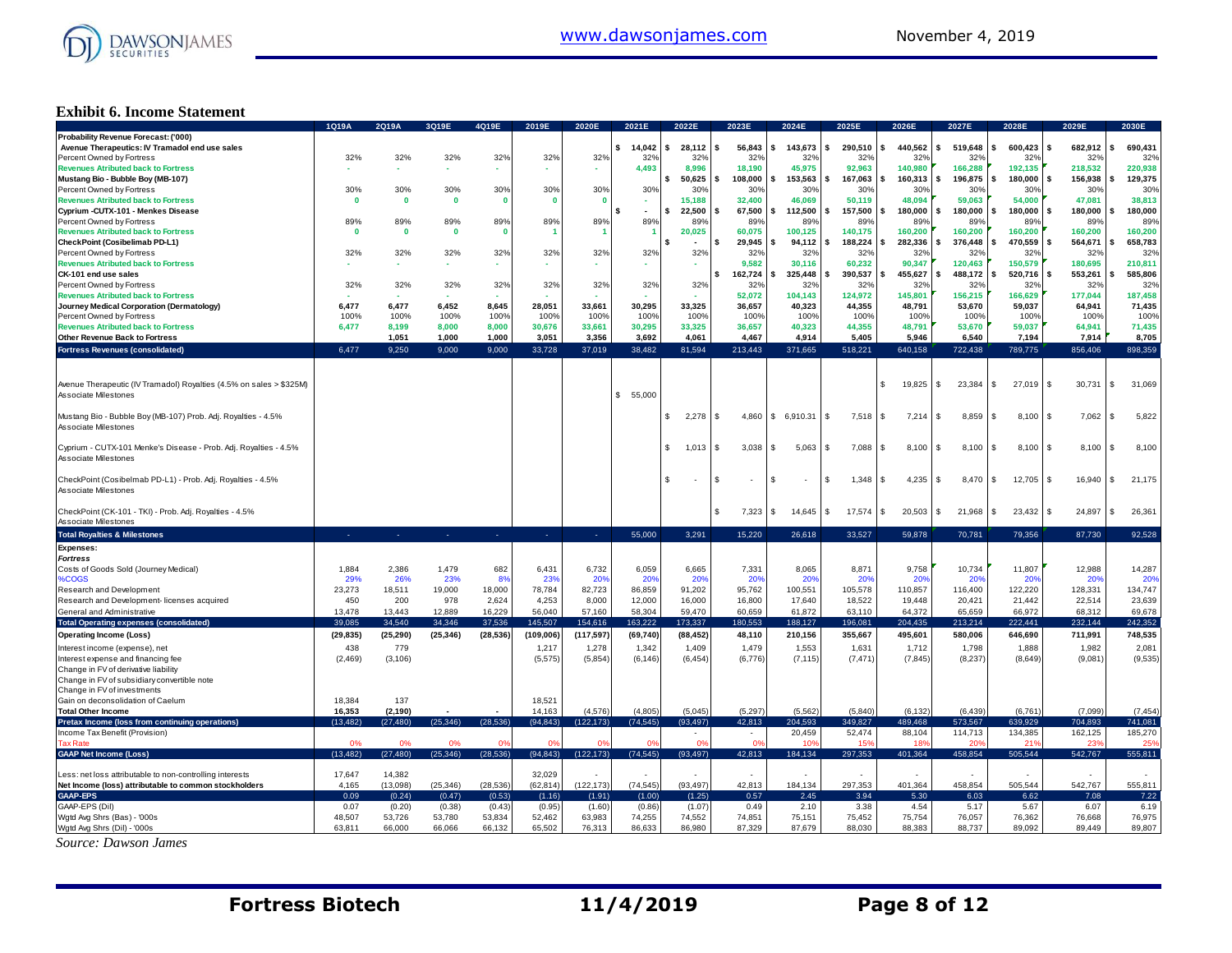## Exhibit 6. Income Statement

| | 1Q19A | 2Q19A | 3Q19E | 4Q19E | 2019E | 2020E | 2021E | 2022E | 2023E | 2024E | 2025E | 2026E | 2027E | 2028E | 2029E | 2030E |
|---|---|---|---|---|---|---|---|---|---|---|---|---|---|---|---|---|
| **Probability Revenue Forecast: ('000)** | | | | | | | | | | | | | | | | |
| **Avenue Therapeutics: IV Tramadol end use sales** | | | | | | | $ 14,042 | $ 28,112 | $ 56,843 | $ 143,673 | $ 290,510 | $ 440,562 | $ 519,648 | $ 600,423 | $ 682,912 | $ 690,431 |
| Percent Owned by Fortress | 32% | 32% | 32% | 32% | 32% | 32% | 32% | 32% | 32% | 32% | 32% | 32% | 32% | 32% | 32% | 32% |
| **Revenues Atributed back to Fortress** | - | - | - | - | - | - | 4,493 | 8,996 | 18,190 | 45,975 | 92,963 | 140,980 | 166,288 | 192,135 | 218,532 | 220,938 |
| **Mustang Bio - Bubble Boy (MB-107)** | | | | | | | | $ 50,625 | $ 108,000 | $ 153,563 | $ 167,063 | $ 160,313 | $ 196,875 | $ 180,000 | $ 156,938 | $ 129,375 |
| Percent Owned by Fortress | 30% | 30% | 30% | 30% | 30% | 30% | 30% | 30% | 30% | 30% | 30% | 30% | 30% | 30% | 30% | 30% |
| **Revenues Atributed back to Fortress** | 0 | 0 | 0 | 0 | 0 | 0 | - | 15,188 | 32,400 | 46,069 | 50,119 | 48,094 | 59,063 | 54,000 | 47,081 | 38,813 |
| **Cyprium -CUTX-101 - Menkes Disease** | | | | | | | $ - | $ 22,500 | $ 67,500 | $ 112,500 | $ 157,500 | $ 180,000 | $ 180,000 | $ 180,000 | $ 180,000 | $ 180,000 |
| Percent Owned by Fortress | 89% | 89% | 89% | 89% | 89% | 89% | 89% | 89% | 89% | 89% | 89% | 89% | 89% | 89% | 89% | 89% |
| **Revenues Atributed back to Fortress** | 0 | 0 | 0 | 0 | 1 | 1 | 1 | 20,025 | 60,075 | 100,125 | 140,175 | 160,200 | 160,200 | 160,200 | 160,200 | 160,200 |
| **CheckPoint (Cosibelimab PD-L1)** | | | | | | | | $ - | $ 29,945 | $ 94,112 | $ 188,224 | $ 282,336 | $ 376,448 | $ 470,559 | $ 564,671 | $ 658,783 |
| Percent Owned by Fortress | 32% | 32% | 32% | 32% | 32% | 32% | 32% | 32% | 32% | 32% | 32% | 32% | 32% | 32% | 32% | 32% |
| **Revenues Atributed back to Fortress** | - | - | - | - | - | - | - | - | 9,582 | 30,116 | 60,232 | 90,347 | 120,463 | 150,579 | 180,695 | 210,811 |
| **CK-101 end use sales** | | | | | | | | | $ 162,724 | $ 325,448 | $ 390,537 | $ 455,627 | $ 488,172 | $ 520,716 | $ 553,261 | $ 585,806 |
| Percent Owned by Fortress | 32% | 32% | 32% | 32% | 32% | 32% | 32% | 32% | 32% | 32% | 32% | 32% | 32% | 32% | 32% | 32% |
| **Revenues Atributed back to Fortress** | - | - | - | - | - | - | - | - | 52,072 | 104,143 | 124,972 | 145,801 | 156,215 | 166,629 | 177,044 | 187,458 |
| **Journey Medical Corporation (Dermatology)** | 6,477 | 6,477 | 6,452 | 8,645 | 28,051 | 33,661 | 30,295 | 33,325 | 36,657 | 40,323 | 44,355 | 48,791 | 53,670 | 59,037 | 64,941 | 71,435 |
| Percent Owned by Fortress | 100% | 100% | 100% | 100% | 100% | 100% | 100% | 100% | 100% | 100% | 100% | 100% | 100% | 100% | 100% | 100% |
| **Revenues Atributed back to Fortress** | 6,477 | 8,199 | 8,000 | 8,000 | 30,676 | 33,661 | 30,295 | 33,325 | 36,657 | 40,323 | 44,355 | 48,791 | 53,670 | 59,037 | 64,941 | 71,435 |
| **Other Revenue Back to Fortress** | | 1,051 | 1,000 | 1,000 | 3,051 | 3,356 | 3,692 | 4,061 | 4,467 | 4,914 | 5,405 | 5,946 | 6,540 | 7,194 | 7,914 | 8,705 |
| **Fortress Revenues (consolidated)** | 6,477 | 9,250 | 9,000 | 9,000 | 33,728 | 37,019 | 38,482 | 81,594 | 213,443 | 371,665 | 518,221 | 640,158 | 722,438 | 789,775 | 856,406 | 898,359 |
| | | | | | | | | | | | | | | | | |
| Avenue Therapeutic (IV Tramadol) Royalties (4.5% on sales > $325M) | | | | | | | | | | | | $ 19,825 | $ 23,384 | $ 27,019 | $ 30,731 | $ 31,069 |
| Associate Milestones | | | | | | | $ 55,000 | | | | | | | | | |
| Mustang Bio - Bubble Boy (MB-107) Prob. Adj. Royalties - 4.5% | | | | | | | | $ 2,278 | $ 4,860 | $ 6,910.31 | $ 7,518 | $ 7,214 | $ 8,859 | $ 8,100 | $ 7,062 | $ 5,822 |
| Associate Milestones | | | | | | | | | | | | | | | | |
| Cyprium - CUTX-101 Menke's Disease - Prob. Adj. Royalties - 4.5% | | | | | | | | $ 1,013 | $ 3,038 | $ 5,063 | $ 7,088 | $ 8,100 | $ 8,100 | $ 8,100 | $ 8,100 | $ 8,100 |
| Associate Milestones | | | | | | | | | | | | | | | | |
| CheckPoint (Cosibelmab PD-L1) - Prob. Adj. Royalties - 4.5% | | | | | | | | $ - | $ - | $ - | $ 1,348 | $ 4,235 | $ 8,470 | $ 12,705 | $ 16,940 | $ 21,175 |
| Associate Milestones | | | | | | | | | | | | | | | | |
| CheckPoint (CK-101 - TKI) - Prob. Adj. Royalties - 4.5% | | | | | | | | | $ 7,323 | $ 14,645 | $ 17,574 | $ 20,503 | $ 21,968 | $ 23,432 | $ 24,897 | $ 26,361 |
| Associate Milestones | | | | | | | | | | | | | | | | |
| **Total Royalties & Milestones** | - | - | - | - | - | - | 55,000 | 3,291 | 15,220 | 26,618 | 33,527 | 59,878 | 70,781 | 79,356 | 87,730 | 92,528 |
| **Expenses:** | | | | | | | | | | | | | | | | |
| ***Fortress*** | | | | | | | | | | | | | | | | |
| Costs of Goods Sold (Journey Medical) | 1,884 | 2,386 | 1,479 | 682 | 6,431 | 6,732 | 6,059 | 6,665 | 7,331 | 8,065 | 8,871 | 9,758 | 10,734 | 11,807 | 12,988 | 14,287 |
| %COGS | 29% | 26% | 23% | 8% | 23% | 20% | 20% | 20% | 20% | 20% | 20% | 20% | 20% | 20% | 20% | 20% |
| Research and Development | 23,273 | 18,511 | 19,000 | 18,000 | 78,784 | 82,723 | 86,859 | 91,202 | 95,762 | 100,551 | 105,578 | 110,857 | 116,400 | 122,220 | 128,331 | 134,747 |
| Research and Development- licenses acquired | 450 | 200 | 978 | 2,624 | 4,253 | 8,000 | 12,000 | 16,000 | 16,800 | 17,640 | 18,522 | 19,448 | 20,421 | 21,442 | 22,514 | 23,639 |
| General and Administrative | 13,478 | 13,443 | 12,889 | 16,229 | 56,040 | 57,160 | 58,304 | 59,470 | 60,659 | 61,872 | 63,110 | 64,372 | 65,659 | 66,972 | 68,312 | 69,678 |
| **Total Operating expenses (consolidated)** | 39,085 | 34,540 | 34,346 | 37,536 | 145,507 | 154,616 | 163,222 | 173,337 | 180,553 | 188,127 | 196,081 | 204,435 | 213,214 | 222,441 | 232,144 | 242,352 |
| **Operating Income (Loss)** | (29,835) | (25,290) | (25,346) | (28,536) | (109,006) | (117,597) | (69,740) | (88,452) | 48,110 | 210,156 | 355,667 | 495,601 | 580,006 | 646,690 | 711,991 | 748,535 |
| Interest income (expense), net | 438 | 779 | | | 1,217 | 1,278 | 1,342 | 1,409 | 1,479 | 1,553 | 1,631 | 1,712 | 1,798 | 1,888 | 1,982 | 2,081 |
| Interest expense and financing fee | (2,469) | (3,106) | | | (5,575) | (5,854) | (6,146) | (6,454) | (6,776) | (7,115) | (7,471) | (7,845) | (8,237) | (8,649) | (9,081) | (9,535) |
| Change in FV of derivative liability | | | | | | | | | | | | | | | | |
| Change in FV of subsidiary convertible note | | | | | | | | | | | | | | | | |
| Change in FV of investments | | | | | | | | | | | | | | | | |
| Gain on deconsolidation of Caelum | 18,384 | 137 | | | 18,521 | | | | | | | | | | | |
| **Total Other Income** | 16,353 | (2,190) | - | - | 14,163 | (4,576) | (4,805) | (5,045) | (5,297) | (5,562) | (5,840) | (6,132) | (6,439) | (6,761) | (7,099) | (7,454) |
| **Pretax Income (loss from continuing operations)** | (13,482) | (27,480) | (25,346) | (28,536) | (94,843) | (122,173) | (74,545) | (93,497) | 42,813 | 204,593 | 349,827 | 489,468 | 573,567 | 639,929 | 704,893 | 741,081 |
| Income Tax Benefit (Provision) | | | | | | | | - | - | 20,459 | 52,474 | 88,104 | 114,713 | 134,385 | 162,125 | 185,270 |
| Tax Rate | 0% | 0% | 0% | 0% | 0% | 0% | 0% | 0% | 0% | 10% | 15% | 18% | 20% | 21% | 23% | 25% |
| **GAAP Net Income (Loss)** | (13,482) | (27,480) | (25,346) | (28,536) | (94,843) | (122,173) | (74,545) | (93,497) | 42,813 | 184,134 | 297,353 | 401,364 | 458,854 | 505,544 | 542,767 | 555,811 |
| | | | | | | | | | | | | | | | | |
| Less: net loss attributable to non-controlling interests | 17,647 | 14,382 | | | 32,029 | - | - | - | - | - | - | - | - | - | - | - |
| **Net Income (loss) attributable to common stockholders** | 4,165 | (13,098) | (25,346) | (28,536) | (62,814) | (122,173) | (74,545) | (93,497) | 42,813 | 184,134 | 297,353 | 401,364 | 458,854 | 505,544 | 542,767 | 555,811 |
| **GAAP-EPS** | 0.09 | (0.24) | (0.47) | (0.53) | (1.16) | (1.91) | (1.00) | (1.25) | 0.57 | 2.45 | 3.94 | 5.30 | 6.03 | 6.62 | 7.08 | 7.22 |
| GAAP-EPS (Dil) | 0.07 | (0.20) | (0.38) | (0.43) | (0.95) | (1.60) | (0.86) | (1.07) | 0.49 | 2.10 | 3.38 | 4.54 | 5.17 | 5.67 | 6.07 | 6.19 |
| Wgtd Avg Shrs (Bas) - '000s | 48,507 | 53,726 | 53,780 | 53,834 | 52,462 | 63,983 | 74,255 | 74,552 | 74,851 | 75,151 | 75,452 | 75,754 | 76,057 | 76,362 | 76,668 | 76,975 |
| Wgtd Avg Shrs (Dil) - '000s | 63,811 | 66,000 | 66,066 | 66,132 | 65,502 | 76,313 | 86,633 | 86,980 | 87,329 | 87,679 | 88,030 | 88,383 | 88,737 | 89,092 | 89,449 | 89,807 |

*Source: Dawson James*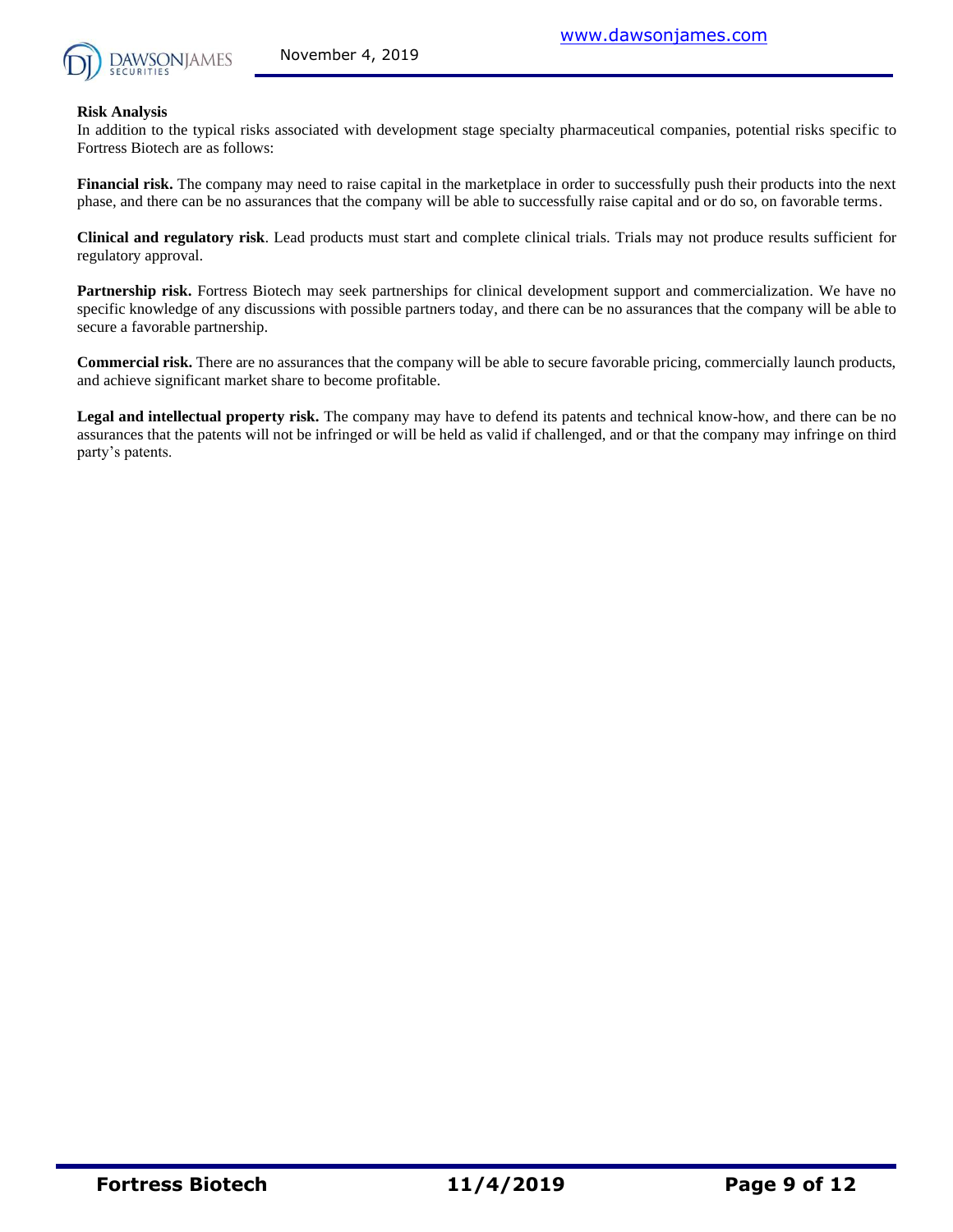**Risk Analysis**

In addition to the typical risks associated with development stage specialty pharmaceutical companies, potential risks specific to Fortress Biotech are as follows:

**Financial risk.** The company may need to raise capital in the marketplace in order to successfully push their products into the next phase, and there can be no assurances that the company will be able to successfully raise capital and or do so, on favorable terms.

**Clinical and regulatory risk**. Lead products must start and complete clinical trials. Trials may not produce results sufficient for regulatory approval.

**Partnership risk.** Fortress Biotech may seek partnerships for clinical development support and commercialization. We have no specific knowledge of any discussions with possible partners today, and there can be no assurances that the company will be able to secure a favorable partnership.

**Commercial risk.** There are no assurances that the company will be able to secure favorable pricing, commercially launch products, and achieve significant market share to become profitable.

**Legal and intellectual property risk.** The company may have to defend its patents and technical know-how, and there can be no assurances that the patents will not be infringed or will be held as valid if challenged, and or that the company may infringe on third party's patents.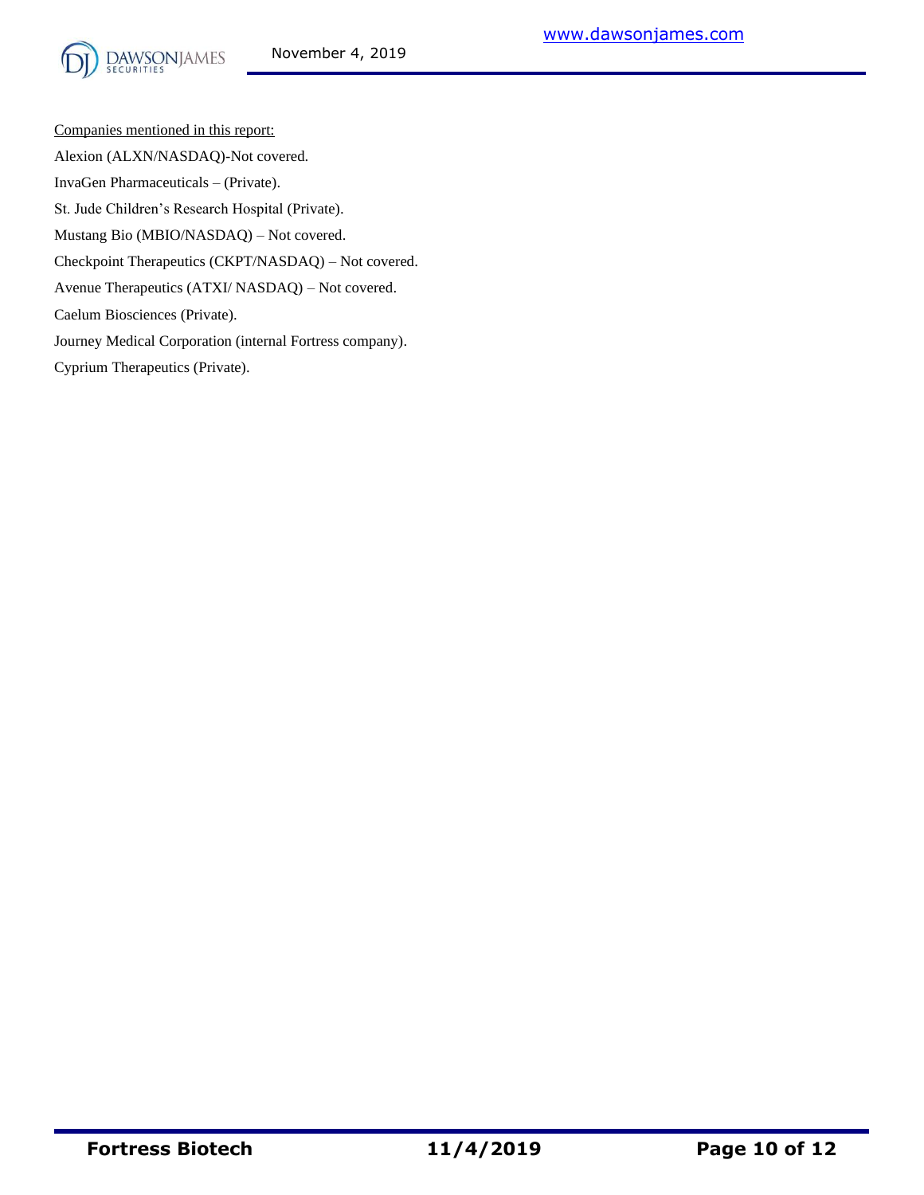Companies mentioned in this report:

Alexion (ALXN/NASDAQ)-Not covered.

InvaGen Pharmaceuticals – (Private).

St. Jude Children's Research Hospital (Private).

Mustang Bio (MBIO/NASDAQ) – Not covered.

Checkpoint Therapeutics (CKPT/NASDAQ) – Not covered.

Avenue Therapeutics (ATXI/ NASDAQ) – Not covered.

Caelum Biosciences (Private).

Journey Medical Corporation (internal Fortress company).

Cyprium Therapeutics (Private).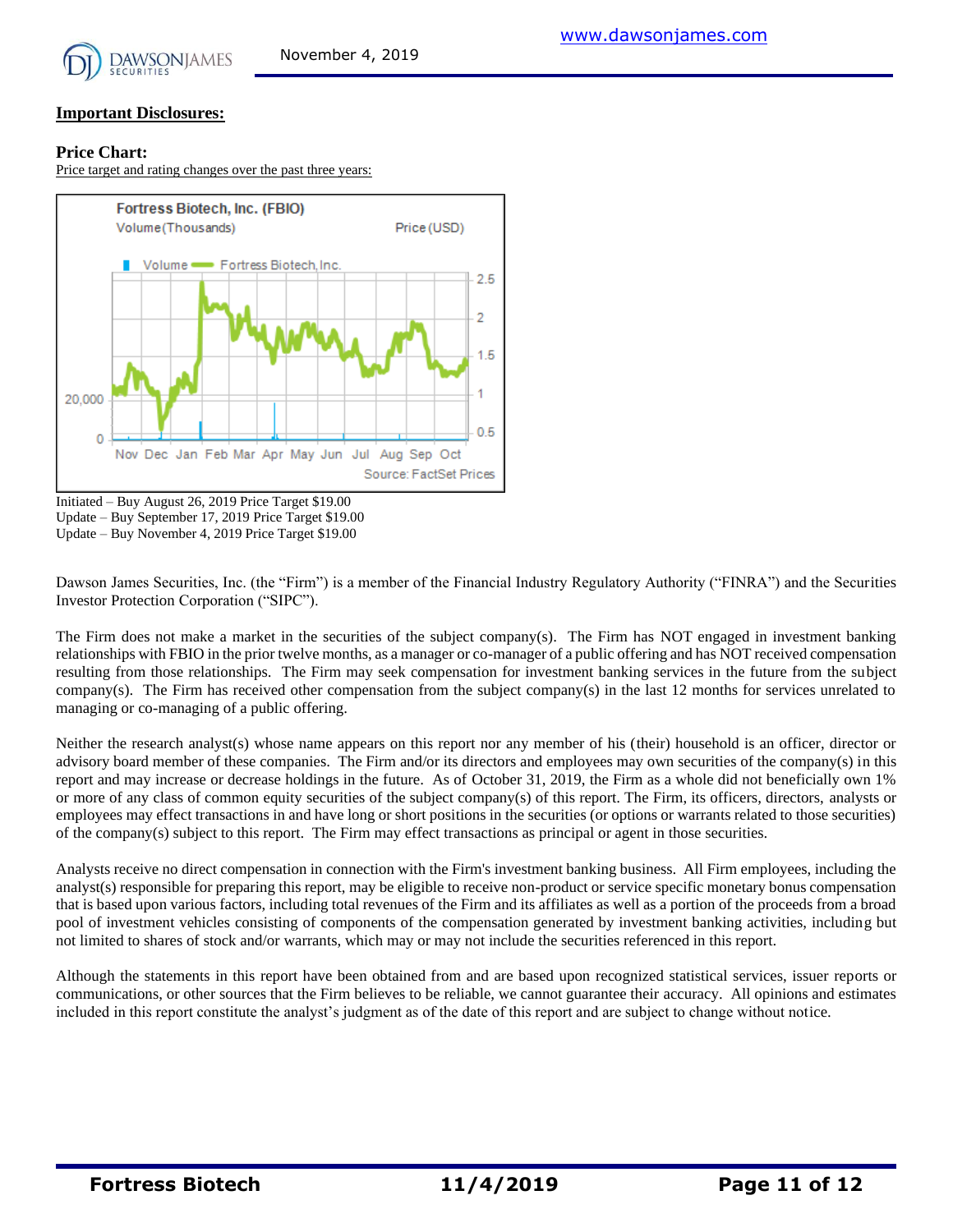## Important Disclosures:

### Price Chart:

Price target and rating changes over the past three years:

Initiated – Buy August 26, 2019 Price Target $19.00
Update – Buy September 17, 2019 Price Target $19.00
Update – Buy November 4, 2019 Price Target $19.00

Dawson James Securities, Inc. (the "Firm") is a member of the Financial Industry Regulatory Authority ("FINRA") and the Securities Investor Protection Corporation ("SIPC").

The Firm does not make a market in the securities of the subject company(s). The Firm has NOT engaged in investment banking relationships with FBIO in the prior twelve months, as a manager or co-manager of a public offering and has NOT received compensation resulting from those relationships. The Firm may seek compensation for investment banking services in the future from the subject company(s). The Firm has received other compensation from the subject company(s) in the last 12 months for services unrelated to managing or co-managing of a public offering.

Neither the research analyst(s) whose name appears on this report nor any member of his (their) household is an officer, director or advisory board member of these companies. The Firm and/or its directors and employees may own securities of the company(s) in this report and may increase or decrease holdings in the future. As of October 31, 2019, the Firm as a whole did not beneficially own 1% or more of any class of common equity securities of the subject company(s) of this report. The Firm, its officers, directors, analysts or employees may effect transactions in and have long or short positions in the securities (or options or warrants related to those securities) of the company(s) subject to this report. The Firm may effect transactions as principal or agent in those securities.

Analysts receive no direct compensation in connection with the Firm's investment banking business. All Firm employees, including the analyst(s) responsible for preparing this report, may be eligible to receive non-product or service specific monetary bonus compensation that is based upon various factors, including total revenues of the Firm and its affiliates as well as a portion of the proceeds from a broad pool of investment vehicles consisting of components of the compensation generated by investment banking activities, including but not limited to shares of stock and/or warrants, which may or may not include the securities referenced in this report.

Although the statements in this report have been obtained from and are based upon recognized statistical services, issuer reports or communications, or other sources that the Firm believes to be reliable, we cannot guarantee their accuracy. All opinions and estimates included in this report constitute the analyst's judgment as of the date of this report and are subject to change without notice.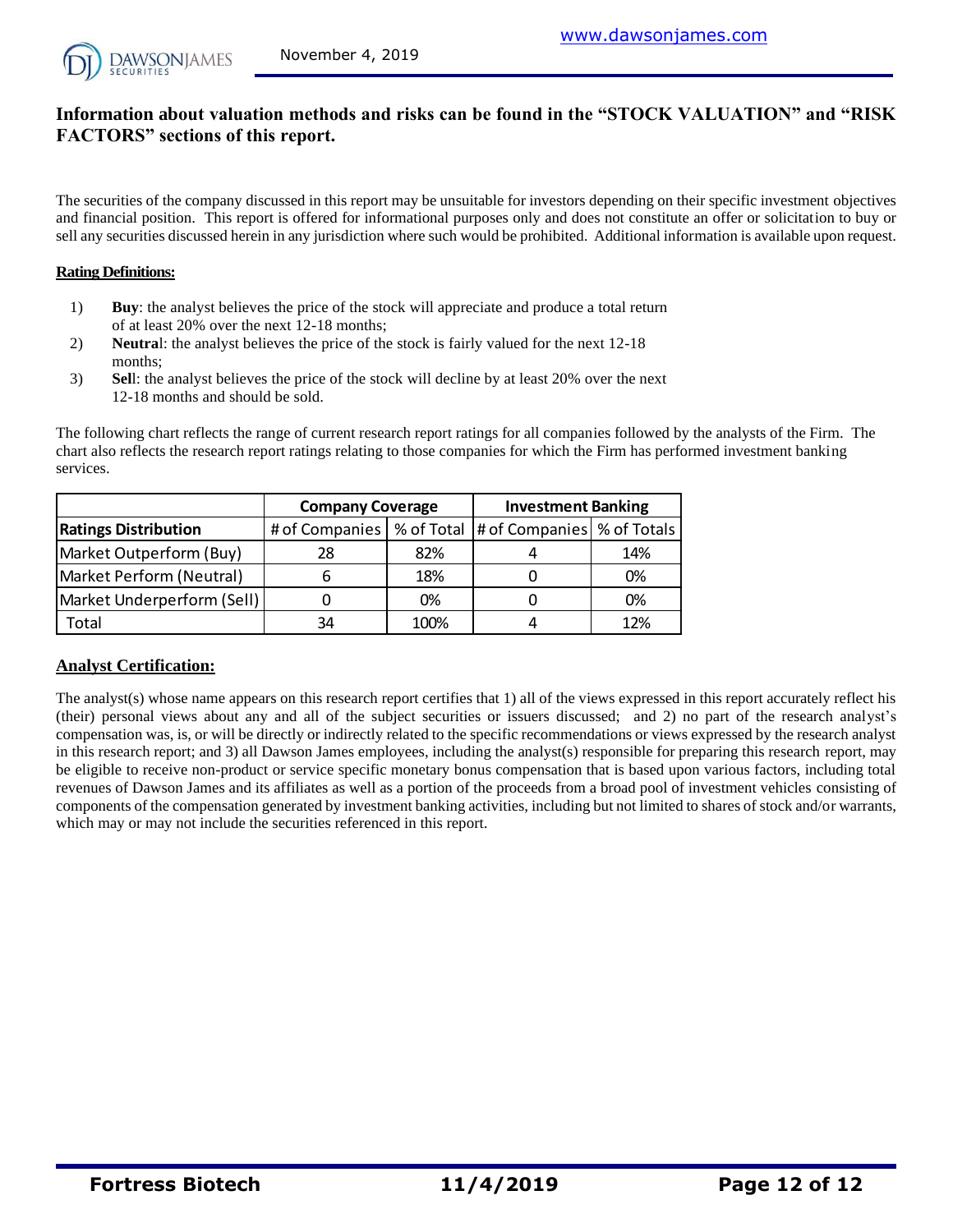**Information about valuation methods and risks can be found in the "STOCK VALUATION" and "RISK FACTORS" sections of this report.**

The securities of the company discussed in this report may be unsuitable for investors depending on their specific investment objectives and financial position. This report is offered for informational purposes only and does not constitute an offer or solicitation to buy or sell any securities discussed herein in any jurisdiction where such would be prohibited. Additional information is available upon request.

**Rating Definitions:**

1) **Buy**: the analyst believes the price of the stock will appreciate and produce a total return of at least 20% over the next 12-18 months;
2) **Neutra**l: the analyst believes the price of the stock is fairly valued for the next 12-18 months;
3) **Sel**l: the analyst believes the price of the stock will decline by at least 20% over the next 12-18 months and should be sold.

The following chart reflects the range of current research report ratings for all companies followed by the analysts of the Firm. The chart also reflects the research report ratings relating to those companies for which the Firm has performed investment banking services.

| | Company Coverage | | Investment Banking | |
|---|---|---|---|---|
| **Ratings Distribution** | # of Companies | % of Total | # of Companies | % of Totals |
| Market Outperform (Buy) | 28 | 82% | 4 | 14% |
| Market Perform (Neutral) | 6 | 18% | 0 | 0% |
| Market Underperform (Sell) | 0 | 0% | 0 | 0% |
| Total | 34 | 100% | 4 | 12% |

## Analyst Certification:

The analyst(s) whose name appears on this research report certifies that 1) all of the views expressed in this report accurately reflect his (their) personal views about any and all of the subject securities or issuers discussed; and 2) no part of the research analyst's compensation was, is, or will be directly or indirectly related to the specific recommendations or views expressed by the research analyst in this research report; and 3) all Dawson James employees, including the analyst(s) responsible for preparing this research report, may be eligible to receive non-product or service specific monetary bonus compensation that is based upon various factors, including total revenues of Dawson James and its affiliates as well as a portion of the proceeds from a broad pool of investment vehicles consisting of components of the compensation generated by investment banking activities, including but not limited to shares of stock and/or warrants, which may or may not include the securities referenced in this report.